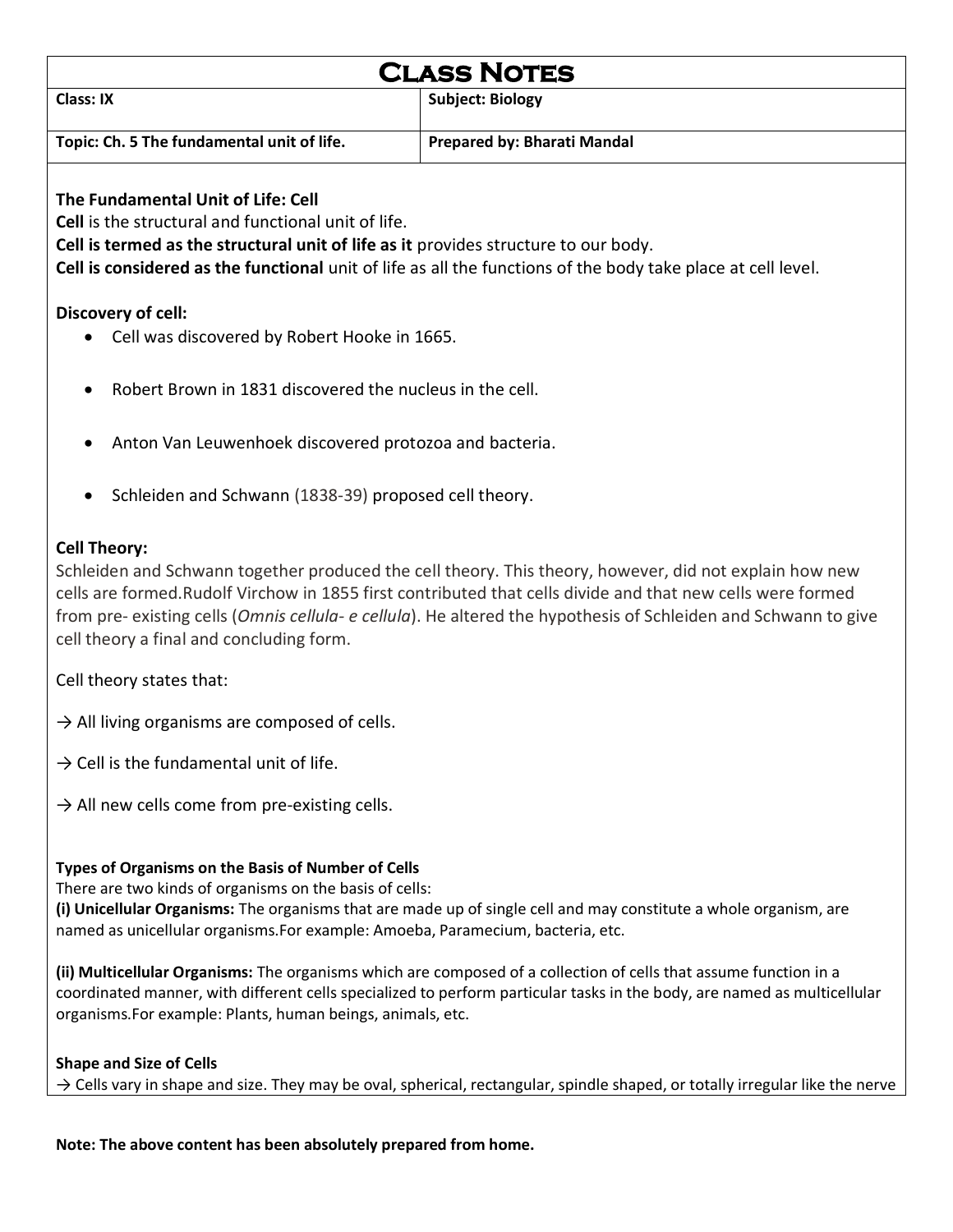# Class Notes

| Class: IX | Subject: Biology |
|---|---|
| Topic: Ch. 5 The fundamental unit of life. | Prepared by: Bharati Mandal |

**The Fundamental Unit of Life: Cell**
**Cell** is the structural and functional unit of life.
**Cell is termed as the structural unit of life as it** provides structure to our body.
**Cell is considered as the functional** unit of life as all the functions of the body take place at cell level.

**Discovery of cell:**

- Cell was discovered by Robert Hooke in 1665.
- Robert Brown in 1831 discovered the nucleus in the cell.
- Anton Van Leuwenhoek discovered protozoa and bacteria.
- Schleiden and Schwann (1838-39) proposed cell theory.

**Cell Theory:**
Schleiden and Schwann together produced the cell theory. This theory, however, did not explain how new cells are formed.Rudolf Virchow in 1855 first contributed that cells divide and that new cells were formed from pre- existing cells (*Omnis cellula- e cellula*). He altered the hypothesis of Schleiden and Schwann to give cell theory a final and concluding form.

Cell theory states that:

→ All living organisms are composed of cells.

→ Cell is the fundamental unit of life.

→ All new cells come from pre-existing cells.

**Types of Organisms on the Basis of Number of Cells**
There are two kinds of organisms on the basis of cells:
**(i) Unicellular Organisms:** The organisms that are made up of single cell and may constitute a whole organism, are named as unicellular organisms.For example: Amoeba, Paramecium, bacteria, etc.

**(ii) Multicellular Organisms:** The organisms which are composed of a collection of cells that assume function in a coordinated manner, with different cells specialized to perform particular tasks in the body, are named as multicellular organisms.For example: Plants, human beings, animals, etc.

**Shape and Size of Cells**
→ Cells vary in shape and size. They may be oval, spherical, rectangular, spindle shaped, or totally irregular like the nerve

**Note: The above content has been absolutely prepared from home.**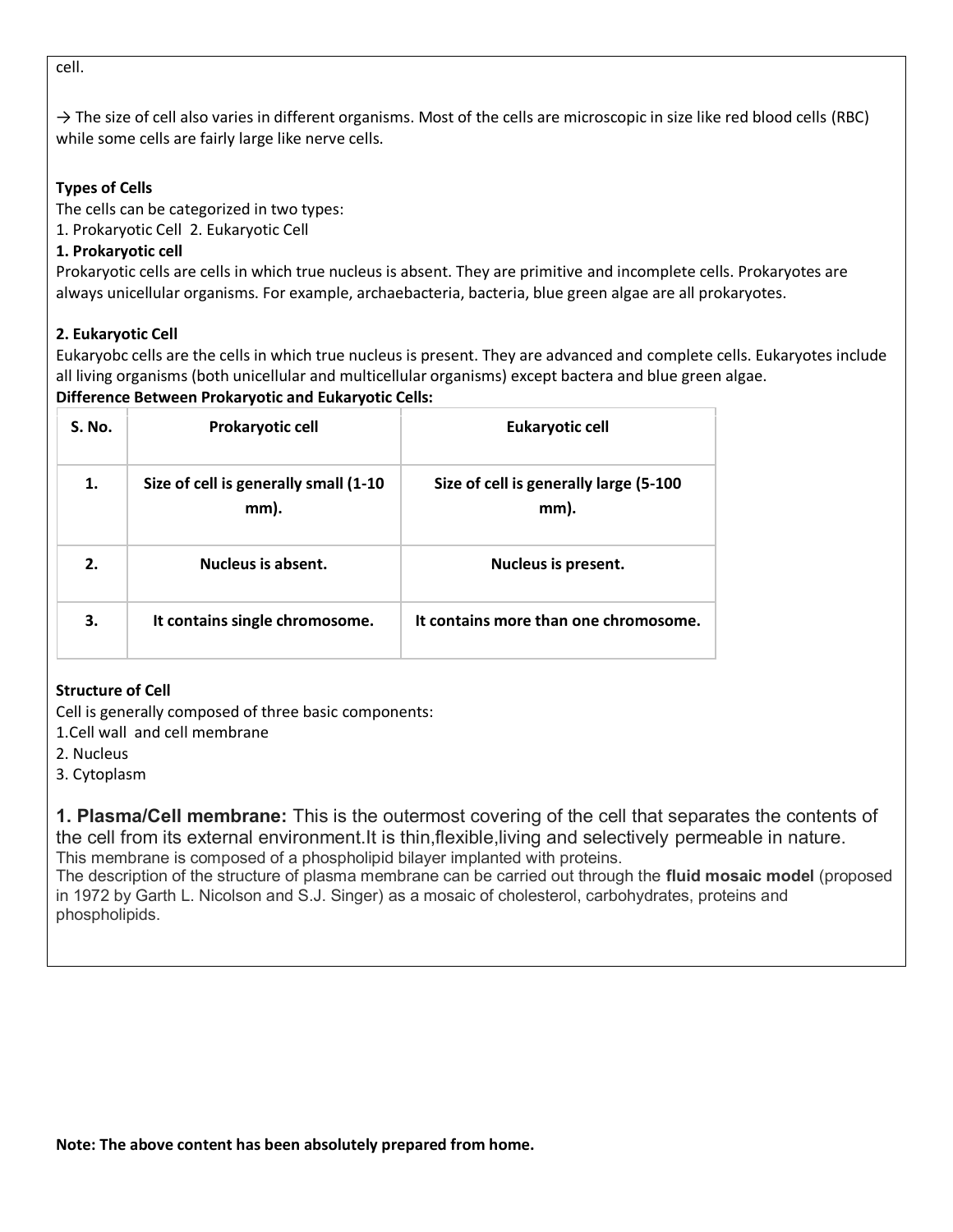cell.

→ The size of cell also varies in different organisms. Most of the cells are microscopic in size like red blood cells (RBC) while some cells are fairly large like nerve cells.

**Types of Cells**

The cells can be categorized in two types:

1. Prokaryotic Cell 2. Eukaryotic Cell

**1. Prokaryotic cell**

Prokaryotic cells are cells in which true nucleus is absent. They are primitive and incomplete cells. Prokaryotes are always unicellular organisms. For example, archaebacteria, bacteria, blue green algae are all prokaryotes.

**2. Eukaryotic Cell**

Eukaryobc cells are the cells in which true nucleus is present. They are advanced and complete cells. Eukaryotes include all living organisms (both unicellular and multicellular organisms) except bactera and blue green algae.

**Difference Between Prokaryotic and Eukaryotic Cells:**

| S. No. | Prokaryotic cell | Eukaryotic cell |
|---|---|---|
| 1. | Size of cell is generally small (1-10 mm). | Size of cell is generally large (5-100 mm). |
| 2. | Nucleus is absent. | Nucleus is present. |
| 3. | It contains single chromosome. | It contains more than one chromosome. |

**Structure of Cell**

Cell is generally composed of three basic components:

1. Cell wall and cell membrane
2. Nucleus
3. Cytoplasm

**1. Plasma/Cell membrane:** This is the outermost covering of the cell that separates the contents of the cell from its external environment.It is thin,flexible,living and selectively permeable in nature.
This membrane is composed of a phospholipid bilayer implanted with proteins.
The description of the structure of plasma membrane can be carried out through the **fluid mosaic model** (proposed in 1972 by Garth L. Nicolson and S.J. Singer) as a mosaic of cholesterol, carbohydrates, proteins and phospholipids.

**Note: The above content has been absolutely prepared from home.**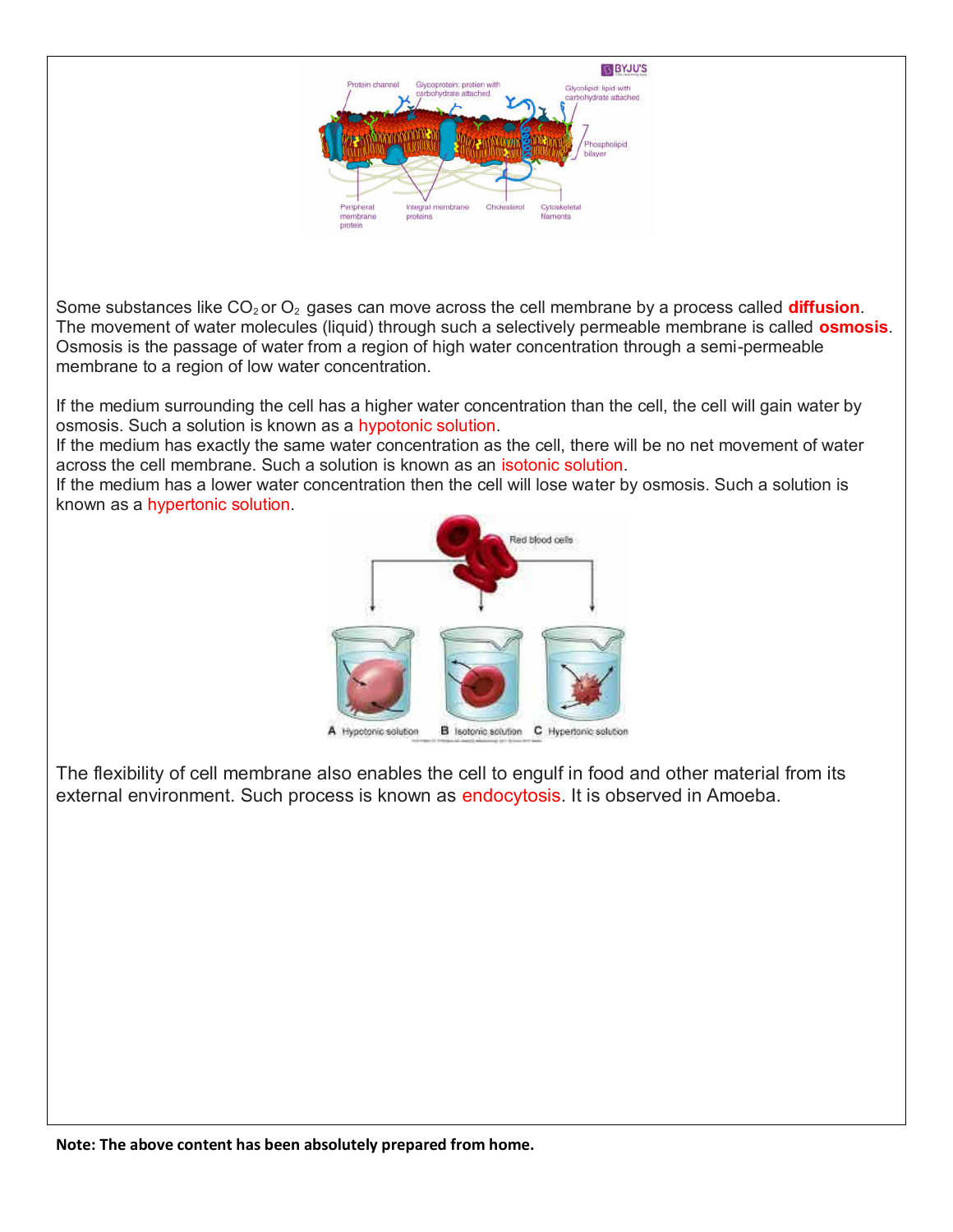Some substances like $CO_2$ or $O_2$ gases can move across the cell membrane by a process called **diffusion**. The movement of water molecules (liquid) through such a selectively permeable membrane is called **osmosis**. Osmosis is the passage of water from a region of high water concentration through a semi-permeable membrane to a region of low water concentration.

If the medium surrounding the cell has a higher water concentration than the cell, the cell will gain water by osmosis. Such a solution is known as a hypotonic solution.
If the medium has exactly the same water concentration as the cell, there will be no net movement of water across the cell membrane. Such a solution is known as an isotonic solution.
If the medium has a lower water concentration then the cell will lose water by osmosis. Such a solution is known as a hypertonic solution.

The flexibility of cell membrane also enables the cell to engulf in food and other material from its external environment. Such process is known as endocytosis. It is observed in Amoeba.

**Note: The above content has been absolutely prepared from home.**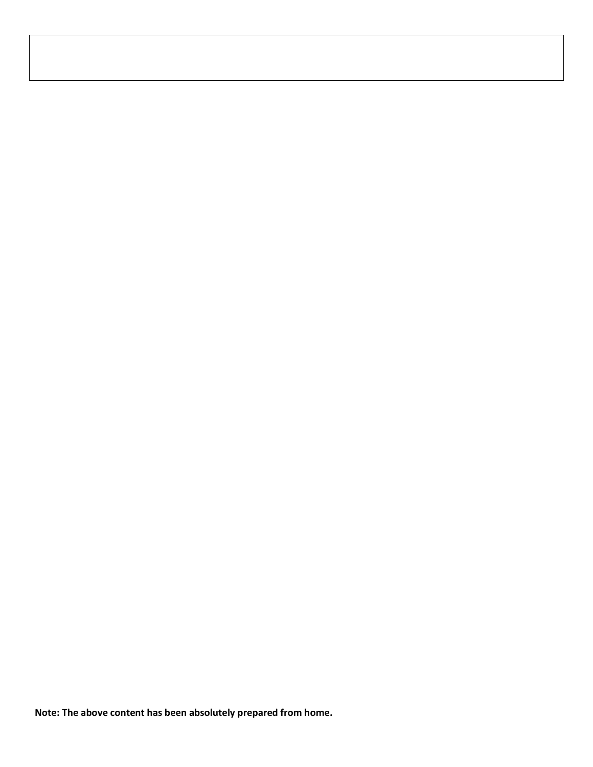**Note: The above content has been absolutely prepared from home.**